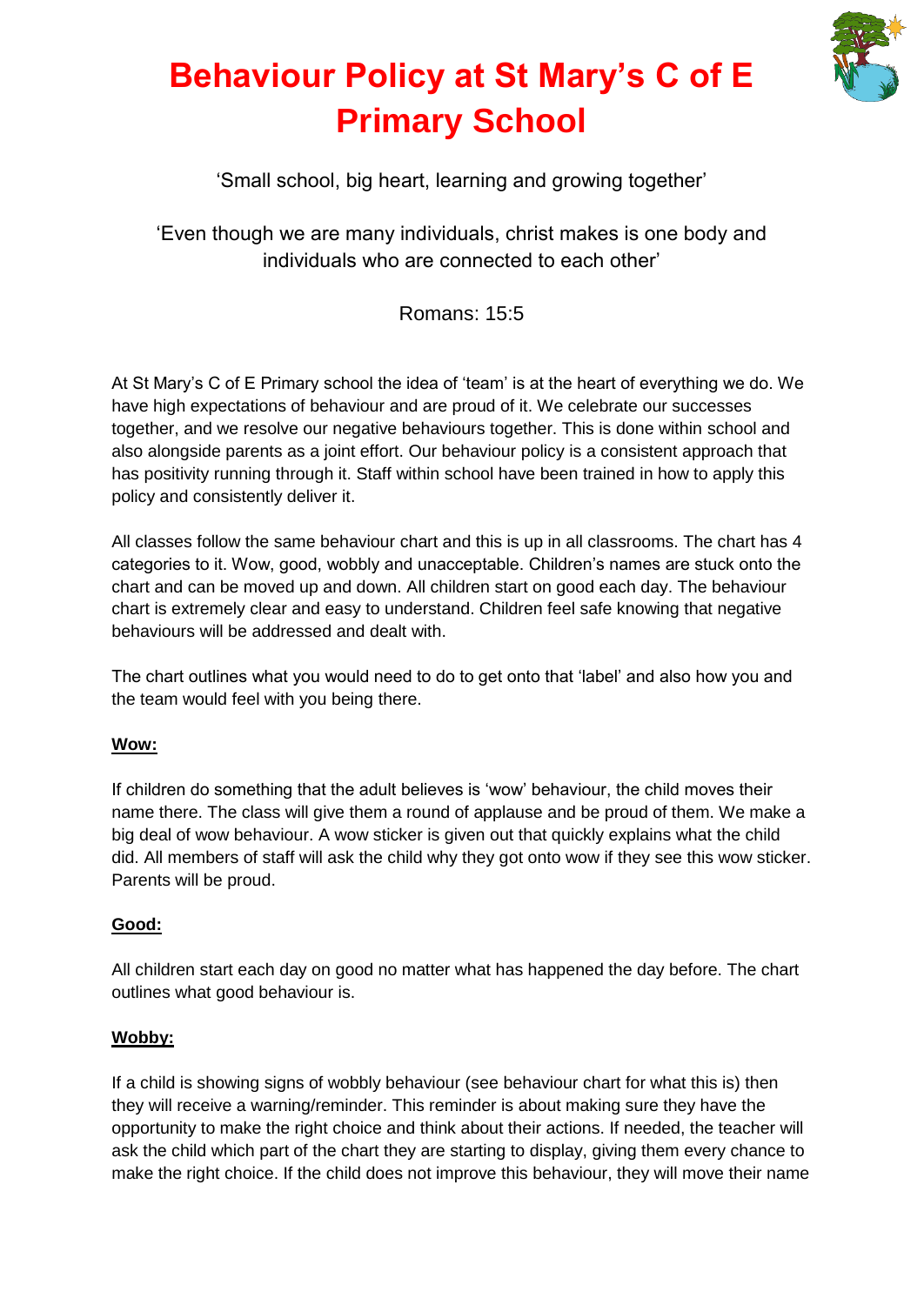# Behaviour Policy at St Mary's C of E Primary School

'Small school, big heart, learning and growing together'

'Even though we are many individuals, christ makes is one body and individuals who are connected to each other'

Romans: 15:5

At St Mary's C of E Primary school the idea of 'team' is at the heart of everything we do. We have high expectations of behaviour and are proud of it. We celebrate our successes together, and we resolve our negative behaviours together. This is done within school and also alongside parents as a joint effort. Our behaviour policy is a consistent approach that has positivity running through it. Staff within school have been trained in how to apply this policy and consistently deliver it.

All classes follow the same behaviour chart and this is up in all classrooms. The chart has 4 categories to it. Wow, good, wobbly and unacceptable. Children's names are stuck onto the chart and can be moved up and down. All children start on good each day. The behaviour chart is extremely clear and easy to understand. Children feel safe knowing that negative behaviours will be addressed and dealt with.

The chart outlines what you would need to do to get onto that 'label' and also how you and the team would feel with you being there.

**Wow:**

If children do something that the adult believes is 'wow' behaviour, the child moves their name there. The class will give them a round of applause and be proud of them. We make a big deal of wow behaviour. A wow sticker is given out that quickly explains what the child did. All members of staff will ask the child why they got onto wow if they see this wow sticker. Parents will be proud.

**Good:**

All children start each day on good no matter what has happened the day before. The chart outlines what good behaviour is.

**Wobby:**

If a child is showing signs of wobbly behaviour (see behaviour chart for what this is) then they will receive a warning/reminder. This reminder is about making sure they have the opportunity to make the right choice and think about their actions. If needed, the teacher will ask the child which part of the chart they are starting to display, giving them every chance to make the right choice. If the child does not improve this behaviour, they will move their name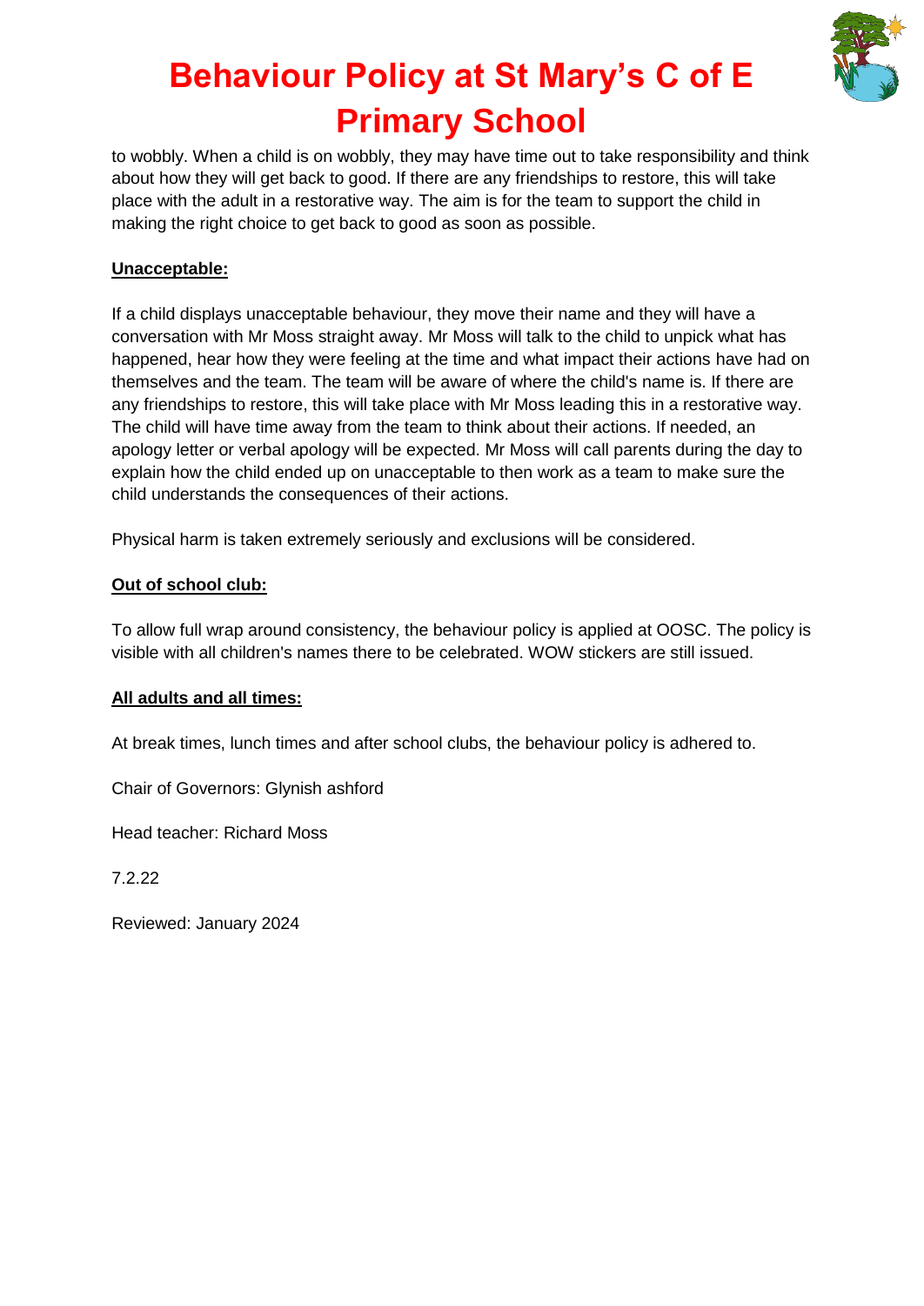to wobbly. When a child is on wobbly, they may have time out to take responsibility and think about how they will get back to good. If there are any friendships to restore, this will take place with the adult in a restorative way. The aim is for the team to support the child in making the right choice to get back to good as soon as possible.

**Unacceptable:**

If a child displays unacceptable behaviour, they move their name and they will have a conversation with Mr Moss straight away. Mr Moss will talk to the child to unpick what has happened, hear how they were feeling at the time and what impact their actions have had on themselves and the team. The team will be aware of where the child's name is. If there are any friendships to restore, this will take place with Mr Moss leading this in a restorative way. The child will have time away from the team to think about their actions. If needed, an apology letter or verbal apology will be expected. Mr Moss will call parents during the day to explain how the child ended up on unacceptable to then work as a team to make sure the child understands the consequences of their actions.

Physical harm is taken extremely seriously and exclusions will be considered.

**Out of school club:**

To allow full wrap around consistency, the behaviour policy is applied at OOSC. The policy is visible with all children's names there to be celebrated. WOW stickers are still issued.

**All adults and all times:**

At break times, lunch times and after school clubs, the behaviour policy is adhered to.

Chair of Governors: Glynish ashford

Head teacher: Richard Moss

7.2.22

Reviewed: January 2024